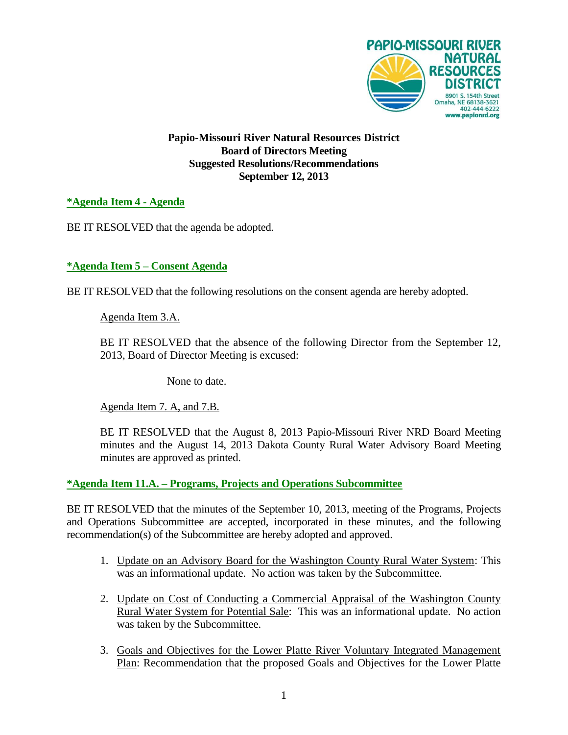PAPIO-MISSOURI RIVER NATURAL RESOURCES DISTRICT
8901 S. 154th Street
Omaha, NE 68138-3621
402-444-6222
www.papionrd.org

**Papio-Missouri River Natural Resources District**
**Board of Directors Meeting**
**Suggested Resolutions/Recommendations**
**September 12, 2013**

## *Agenda Item 4 - Agenda

BE IT RESOLVED that the agenda be adopted.

## *Agenda Item 5 – Consent Agenda

BE IT RESOLVED that the following resolutions on the consent agenda are hereby adopted.

Agenda Item 3.A.

BE IT RESOLVED that the absence of the following Director from the September 12, 2013, Board of Director Meeting is excused:

None to date.

Agenda Item 7. A, and 7.B.

BE IT RESOLVED that the August 8, 2013 Papio-Missouri River NRD Board Meeting minutes and the August 14, 2013 Dakota County Rural Water Advisory Board Meeting minutes are approved as printed.

## *Agenda Item 11.A. – Programs, Projects and Operations Subcommittee

BE IT RESOLVED that the minutes of the September 10, 2013, meeting of the Programs, Projects and Operations Subcommittee are accepted, incorporated in these minutes, and the following recommendation(s) of the Subcommittee are hereby adopted and approved.

1. Update on an Advisory Board for the Washington County Rural Water System: This was an informational update. No action was taken by the Subcommittee.

2. Update on Cost of Conducting a Commercial Appraisal of the Washington County Rural Water System for Potential Sale: This was an informational update. No action was taken by the Subcommittee.

3. Goals and Objectives for the Lower Platte River Voluntary Integrated Management Plan: Recommendation that the proposed Goals and Objectives for the Lower Platte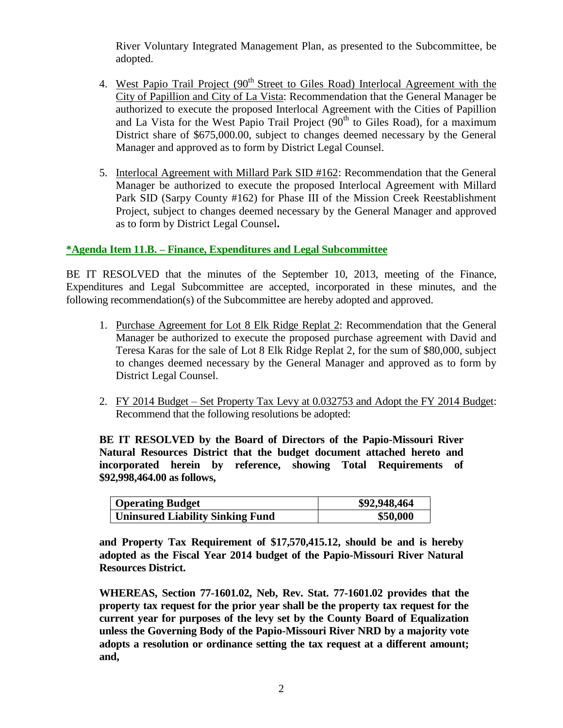River Voluntary Integrated Management Plan, as presented to the Subcommittee, be adopted.

4. West Papio Trail Project (90th Street to Giles Road) Interlocal Agreement with the City of Papillion and City of La Vista: Recommendation that the General Manager be authorized to execute the proposed Interlocal Agreement with the Cities of Papillion and La Vista for the West Papio Trail Project (90th to Giles Road), for a maximum District share of $675,000.00, subject to changes deemed necessary by the General Manager and approved as to form by District Legal Counsel.

5. Interlocal Agreement with Millard Park SID #162: Recommendation that the General Manager be authorized to execute the proposed Interlocal Agreement with Millard Park SID (Sarpy County #162) for Phase III of the Mission Creek Reestablishment Project, subject to changes deemed necessary by the General Manager and approved as to form by District Legal Counsel**.**

**\*Agenda Item 11.B. – Finance, Expenditures and Legal Subcommittee**

BE IT RESOLVED that the minutes of the September 10, 2013, meeting of the Finance, Expenditures and Legal Subcommittee are accepted, incorporated in these minutes, and the following recommendation(s) of the Subcommittee are hereby adopted and approved.

1. Purchase Agreement for Lot 8 Elk Ridge Replat 2: Recommendation that the General Manager be authorized to execute the proposed purchase agreement with David and Teresa Karas for the sale of Lot 8 Elk Ridge Replat 2, for the sum of $80,000, subject to changes deemed necessary by the General Manager and approved as to form by District Legal Counsel.

2. FY 2014 Budget – Set Property Tax Levy at 0.032753 and Adopt the FY 2014 Budget: Recommend that the following resolutions be adopted:

**BE IT RESOLVED by the Board of Directors of the Papio-Missouri River Natural Resources District that the budget document attached hereto and incorporated herein by reference, showing Total Requirements of $92,998,464.00 as follows,**

| | |
|---|---|
| **Operating Budget** | **$92,948,464** |
| **Uninsured Liability Sinking Fund** | **$50,000** |

**and Property Tax Requirement of $17,570,415.12, should be and is hereby adopted as the Fiscal Year 2014 budget of the Papio-Missouri River Natural Resources District.**

**WHEREAS, Section 77-1601.02, Neb, Rev. Stat. 77-1601.02 provides that the property tax request for the prior year shall be the property tax request for the current year for purposes of the levy set by the County Board of Equalization unless the Governing Body of the Papio-Missouri River NRD by a majority vote adopts a resolution or ordinance setting the tax request at a different amount; and,**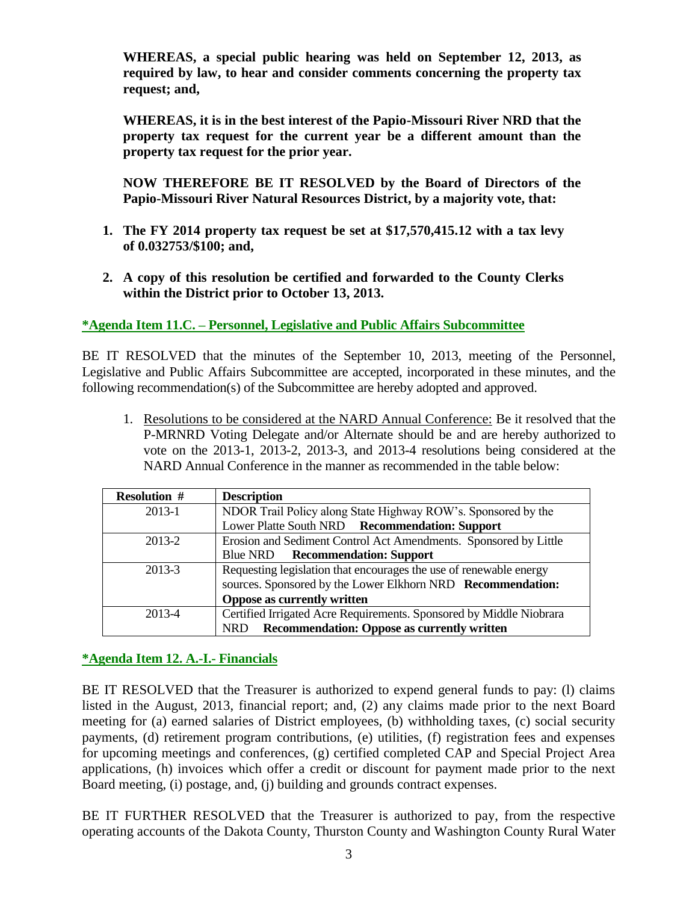**WHEREAS, a special public hearing was held on September 12, 2013, as required by law, to hear and consider comments concerning the property tax request; and,**

**WHEREAS, it is in the best interest of the Papio-Missouri River NRD that the property tax request for the current year be a different amount than the property tax request for the prior year.**

**NOW THEREFORE BE IT RESOLVED by the Board of Directors of the Papio-Missouri River Natural Resources District, by a majority vote, that:**

1. **The FY 2014 property tax request be set at $17,570,415.12 with a tax levy of 0.032753/$100; and,**
2. **A copy of this resolution be certified and forwarded to the County Clerks within the District prior to October 13, 2013.**

**\*Agenda Item 11.C. – Personnel, Legislative and Public Affairs Subcommittee**

BE IT RESOLVED that the minutes of the September 10, 2013, meeting of the Personnel, Legislative and Public Affairs Subcommittee are accepted, incorporated in these minutes, and the following recommendation(s) of the Subcommittee are hereby adopted and approved.

1. Resolutions to be considered at the NARD Annual Conference: Be it resolved that the P-MRNRD Voting Delegate and/or Alternate should be and are hereby authorized to vote on the 2013-1, 2013-2, 2013-3, and 2013-4 resolutions being considered at the NARD Annual Conference in the manner as recommended in the table below:

| Resolution # | Description |
|---|---|
| 2013-1 | NDOR Trail Policy along State Highway ROW's. Sponsored by the Lower Platte South NRD **Recommendation: Support** |
| 2013-2 | Erosion and Sediment Control Act Amendments. Sponsored by Little Blue NRD **Recommendation: Support** |
| 2013-3 | Requesting legislation that encourages the use of renewable energy sources. Sponsored by the Lower Elkhorn NRD **Recommendation: Oppose as currently written** |
| 2013-4 | Certified Irrigated Acre Requirements. Sponsored by Middle Niobrara NRD **Recommendation: Oppose as currently written** |

**\*Agenda Item 12. A.-I.- Financials**

BE IT RESOLVED that the Treasurer is authorized to expend general funds to pay: (l) claims listed in the August, 2013, financial report; and, (2) any claims made prior to the next Board meeting for (a) earned salaries of District employees, (b) withholding taxes, (c) social security payments, (d) retirement program contributions, (e) utilities, (f) registration fees and expenses for upcoming meetings and conferences, (g) certified completed CAP and Special Project Area applications, (h) invoices which offer a credit or discount for payment made prior to the next Board meeting, (i) postage, and, (j) building and grounds contract expenses.

BE IT FURTHER RESOLVED that the Treasurer is authorized to pay, from the respective operating accounts of the Dakota County, Thurston County and Washington County Rural Water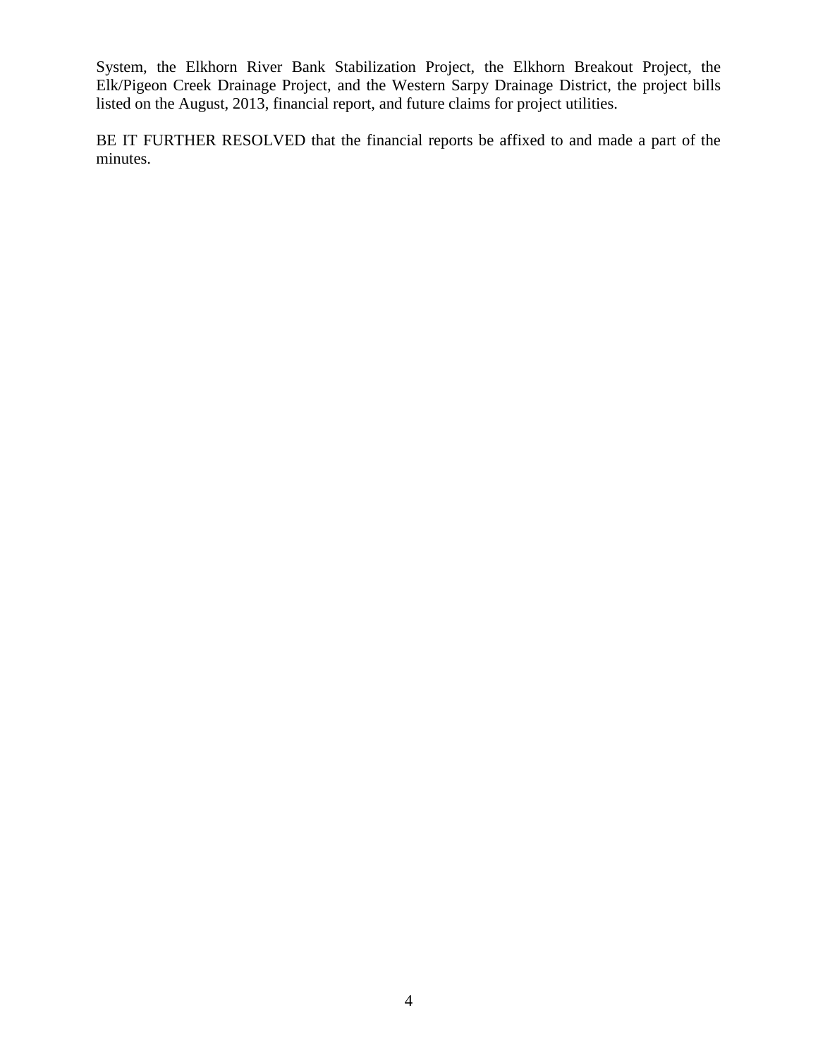System, the Elkhorn River Bank Stabilization Project, the Elkhorn Breakout Project, the Elk/Pigeon Creek Drainage Project, and the Western Sarpy Drainage District, the project bills listed on the August, 2013, financial report, and future claims for project utilities.

BE IT FURTHER RESOLVED that the financial reports be affixed to and made a part of the minutes.